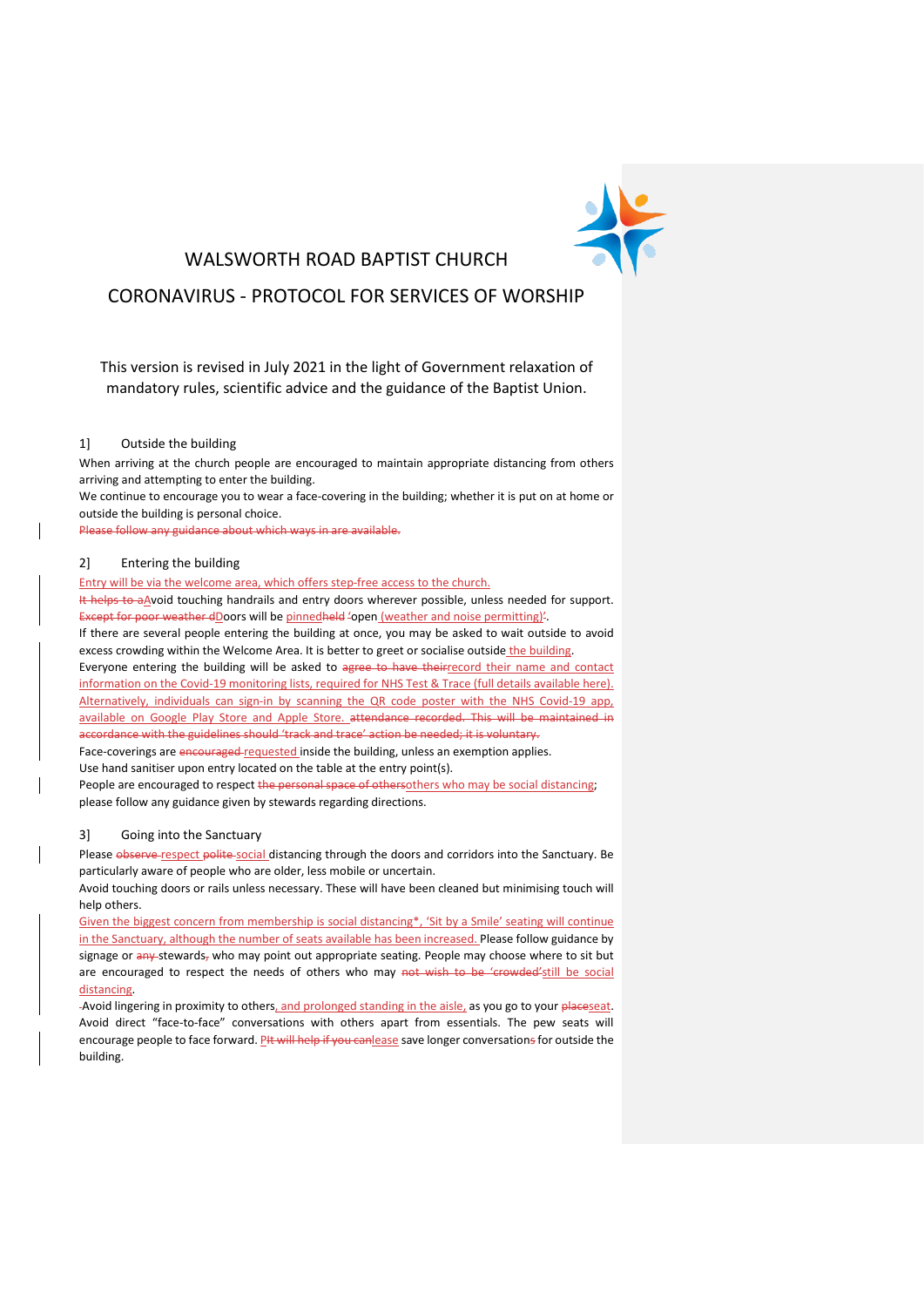# WALSWORTH ROAD BAPTIST CHURCH

## CORONAVIRUS - PROTOCOL FOR SERVICES OF WORSHIP

This version is revised in July 2021 in the light of Government relaxation of mandatory rules, scientific advice and the guidance of the Baptist Union.

### 1] Outside the building

When arriving at the church people are encouraged to maintain appropriate distancing from others arriving and attempting to enter the building.
We continue to encourage you to wear a face-covering in the building; whether it is put on at home or outside the building is personal choice.
~~Please follow any guidance about which ways in are available.~~

### 2] Entering the building

Entry will be via the welcome area, which offers step-free access to the church.
~~It helps to a~~Avoid touching handrails and entry doors wherever possible, unless needed for support. ~~Except for poor weather d~~Doors will be pinned~~held~~ ~~'~~open (weather and noise permitting)~~'~~.
If there are several people entering the building at once, you may be asked to wait outside to avoid excess crowding within the Welcome Area. It is better to greet or socialise outside the building.
Everyone entering the building will be asked to ~~agree to have their~~record their name and contact information on the Covid-19 monitoring lists, required for NHS Test & Trace (full details available here). Alternatively, individuals can sign-in by scanning the QR code poster with the NHS Covid-19 app, available on Google Play Store and Apple Store. ~~attendance recorded. This will be maintained in accordance with the guidelines should 'track and trace' action be needed; it is voluntary.~~
Face-coverings are ~~encouraged~~ requested inside the building, unless an exemption applies.
Use hand sanitiser upon entry located on the table at the entry point(s).
People are encouraged to respect ~~the personal space of others~~others who may be social distancing; please follow any guidance given by stewards regarding directions.

### 3] Going into the Sanctuary

Please ~~observe~~ respect ~~polite~~ social distancing through the doors and corridors into the Sanctuary. Be particularly aware of people who are older, less mobile or uncertain.
Avoid touching doors or rails unless necessary. These will have been cleaned but minimising touch will help others.
Given the biggest concern from membership is social distancing*, 'Sit by a Smile' seating will continue in the Sanctuary, although the number of seats available has been increased. Please follow guidance by signage or ~~any~~ stewards~~,~~ who may point out appropriate seating. People may choose where to sit but are encouraged to respect the needs of others who may ~~not wish to be 'crowded'~~still be social distancing.
Avoid lingering in proximity to others, and prolonged standing in the aisle, as you go to your ~~place~~seat.
Avoid direct "face-to-face" conversations with others apart from essentials. The pew seats will encourage people to face forward. P~~It will help if you can~~lease save longer conversation~~s~~ for outside the building.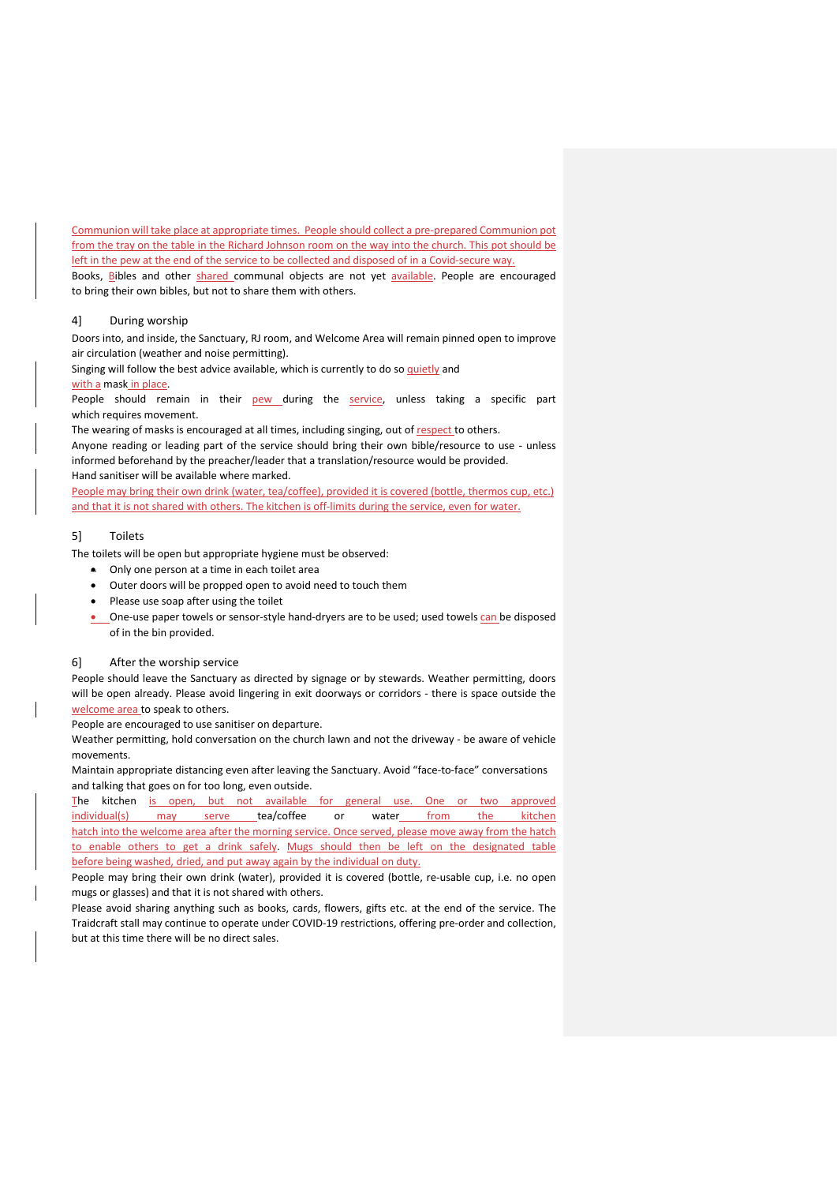Communion will take place at appropriate times. People should collect a pre-prepared Communion pot from the tray on the table in the Richard Johnson room on the way into the church. This pot should be left in the pew at the end of the service to be collected and disposed of in a Covid-secure way.

Books, Bibles and other shared communal objects are not yet available. People are encouraged to bring their own bibles, but not to share them with others.

## 4] During worship

Doors into, and inside, the Sanctuary, RJ room, and Welcome Area will remain pinned open to improve air circulation (weather and noise permitting).

Singing will follow the best advice available, which is currently to do so quietly and with a mask in place.

People should remain in their pew during the service, unless taking a specific part which requires movement.

The wearing of masks is encouraged at all times, including singing, out of respect to others.

Anyone reading or leading part of the service should bring their own bible/resource to use - unless informed beforehand by the preacher/leader that a translation/resource would be provided.

Hand sanitiser will be available where marked.

People may bring their own drink (water, tea/coffee), provided it is covered (bottle, thermos cup, etc.) and that it is not shared with others. The kitchen is off-limits during the service, even for water.

## 5] Toilets

The toilets will be open but appropriate hygiene must be observed:

- Only one person at a time in each toilet area
- Outer doors will be propped open to avoid need to touch them
- Please use soap after using the toilet
- One-use paper towels or sensor-style hand-dryers are to be used; used towels can be disposed of in the bin provided.

## 6] After the worship service

People should leave the Sanctuary as directed by signage or by stewards. Weather permitting, doors will be open already. Please avoid lingering in exit doorways or corridors - there is space outside the welcome area to speak to others.

People are encouraged to use sanitiser on departure.

Weather permitting, hold conversation on the church lawn and not the driveway - be aware of vehicle movements.

Maintain appropriate distancing even after leaving the Sanctuary. Avoid "face-to-face" conversations and talking that goes on for too long, even outside.

The kitchen is open, but not available for general use. One or two approved individual(s) may serve tea/coffee or water from the kitchen hatch into the welcome area after the morning service. Once served, please move away from the hatch to enable others to get a drink safely. Mugs should then be left on the designated table before being washed, dried, and put away again by the individual on duty.

People may bring their own drink (water), provided it is covered (bottle, re-usable cup, i.e. no open mugs or glasses) and that it is not shared with others.

Please avoid sharing anything such as books, cards, flowers, gifts etc. at the end of the service. The Traidcraft stall may continue to operate under COVID-19 restrictions, offering pre-order and collection, but at this time there will be no direct sales.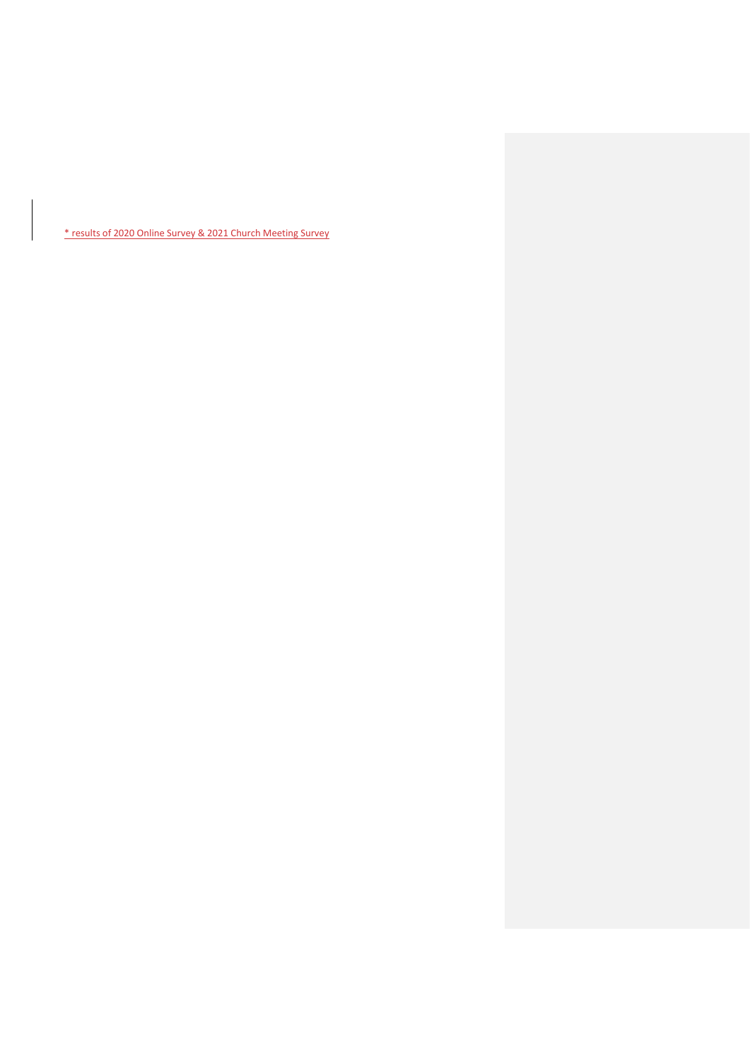* results of 2020 Online Survey & 2021 Church Meeting Survey